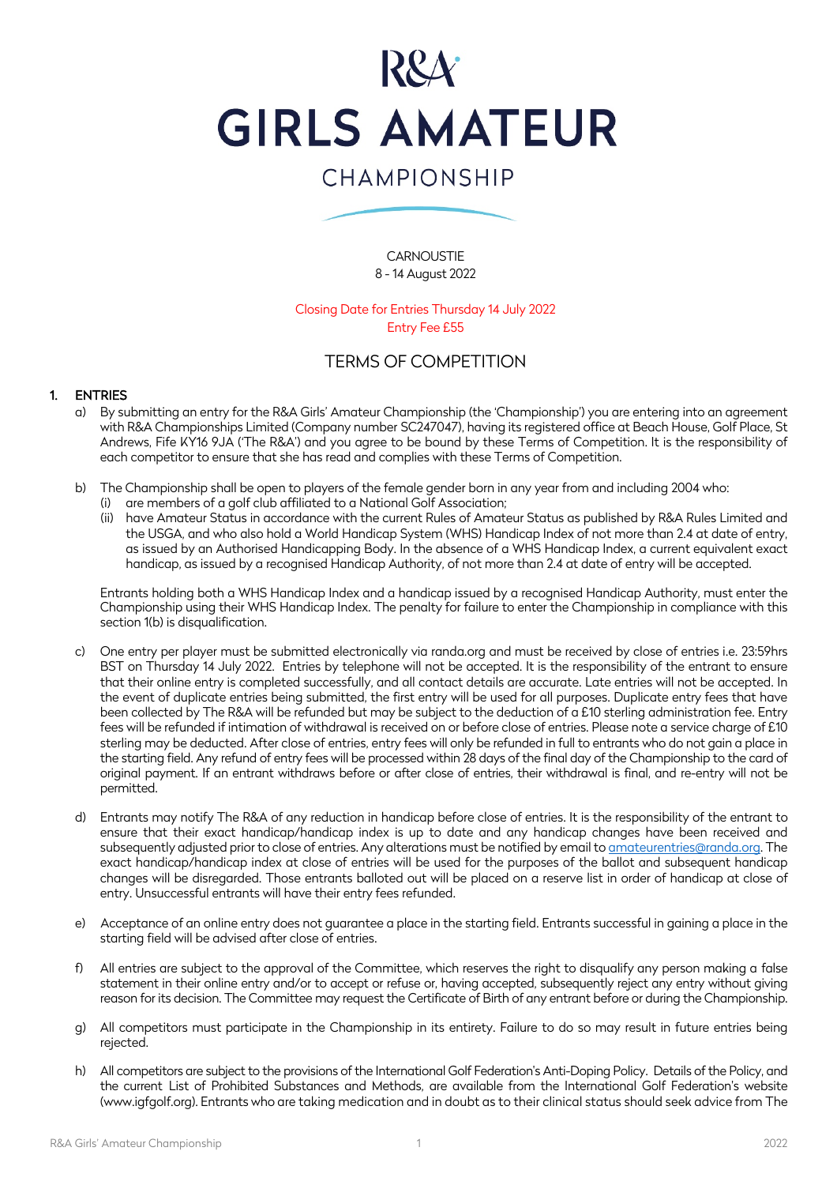# R&A GIRLS AMATEUR CHAMPIONSHIP

CARNOUSTIE
8 - 14 August 2022

Closing Date for Entries Thursday 14 July 2022
Entry Fee £55

## TERMS OF COMPETITION

### 1. ENTRIES

a) By submitting an entry for the R&A Girls' Amateur Championship (the 'Championship') you are entering into an agreement with R&A Championships Limited (Company number SC247047), having its registered office at Beach House, Golf Place, St Andrews, Fife KY16 9JA ('The R&A') and you agree to be bound by these Terms of Competition. It is the responsibility of each competitor to ensure that she has read and complies with these Terms of Competition.

b) The Championship shall be open to players of the female gender born in any year from and including 2004 who:
   (i) are members of a golf club affiliated to a National Golf Association;
   (ii) have Amateur Status in accordance with the current Rules of Amateur Status as published by R&A Rules Limited and the USGA, and who also hold a World Handicap System (WHS) Handicap Index of not more than 2.4 at date of entry, as issued by an Authorised Handicapping Body. In the absence of a WHS Handicap Index, a current equivalent exact handicap, as issued by a recognised Handicap Authority, of not more than 2.4 at date of entry will be accepted.

   Entrants holding both a WHS Handicap Index and a handicap issued by a recognised Handicap Authority, must enter the Championship using their WHS Handicap Index. The penalty for failure to enter the Championship in compliance with this section 1(b) is disqualification.

c) One entry per player must be submitted electronically via randa.org and must be received by close of entries i.e. 23:59hrs BST on Thursday 14 July 2022. Entries by telephone will not be accepted. It is the responsibility of the entrant to ensure that their online entry is completed successfully, and all contact details are accurate. Late entries will not be accepted. In the event of duplicate entries being submitted, the first entry will be used for all purposes. Duplicate entry fees that have been collected by The R&A will be refunded but may be subject to the deduction of a £10 sterling administration fee. Entry fees will be refunded if intimation of withdrawal is received on or before close of entries. Please note a service charge of £10 sterling may be deducted. After close of entries, entry fees will only be refunded in full to entrants who do not gain a place in the starting field. Any refund of entry fees will be processed within 28 days of the final day of the Championship to the card of original payment. If an entrant withdraws before or after close of entries, their withdrawal is final, and re-entry will not be permitted.

d) Entrants may notify The R&A of any reduction in handicap before close of entries. It is the responsibility of the entrant to ensure that their exact handicap/handicap index is up to date and any handicap changes have been received and subsequently adjusted prior to close of entries. Any alterations must be notified by email to amateurentries@randa.org. The exact handicap/handicap index at close of entries will be used for the purposes of the ballot and subsequent handicap changes will be disregarded. Those entrants balloted out will be placed on a reserve list in order of handicap at close of entry. Unsuccessful entrants will have their entry fees refunded.

e) Acceptance of an online entry does not guarantee a place in the starting field. Entrants successful in gaining a place in the starting field will be advised after close of entries.

f) All entries are subject to the approval of the Committee, which reserves the right to disqualify any person making a false statement in their online entry and/or to accept or refuse or, having accepted, subsequently reject any entry without giving reason for its decision. The Committee may request the Certificate of Birth of any entrant before or during the Championship.

g) All competitors must participate in the Championship in its entirety. Failure to do so may result in future entries being rejected.

h) All competitors are subject to the provisions of the International Golf Federation's Anti-Doping Policy. Details of the Policy, and the current List of Prohibited Substances and Methods, are available from the International Golf Federation's website (www.igfgolf.org). Entrants who are taking medication and in doubt as to their clinical status should seek advice from The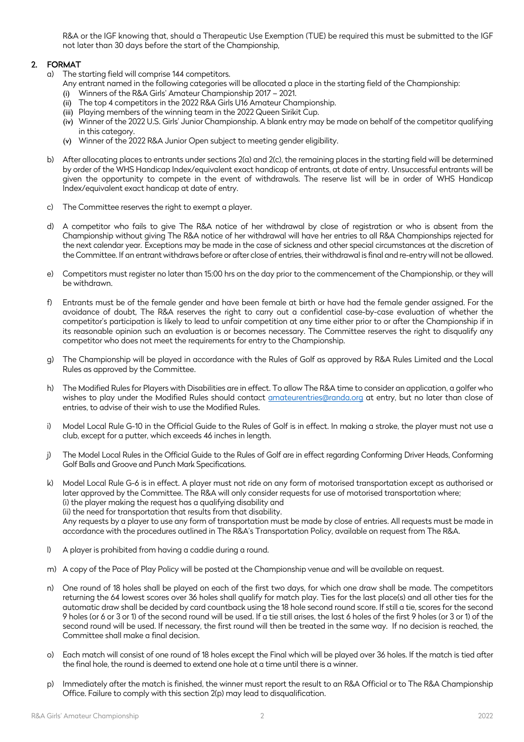R&A or the IGF knowing that, should a Therapeutic Use Exemption (TUE) be required this must be submitted to the IGF not later than 30 days before the start of the Championship,

## 2. FORMAT

a) The starting field will comprise 144 competitors.
   Any entrant named in the following categories will be allocated a place in the starting field of the Championship:
   (i) Winners of the R&A Girls' Amateur Championship 2017 – 2021.
   (ii) The top 4 competitors in the 2022 R&A Girls U16 Amateur Championship.
   (iii) Playing members of the winning team in the 2022 Queen Sirikit Cup.
   (iv) Winner of the 2022 U.S. Girls' Junior Championship. A blank entry may be made on behalf of the competitor qualifying in this category.
   (v) Winner of the 2022 R&A Junior Open subject to meeting gender eligibility.

b) After allocating places to entrants under sections 2(a) and 2(c), the remaining places in the starting field will be determined by order of the WHS Handicap Index/equivalent exact handicap of entrants, at date of entry. Unsuccessful entrants will be given the opportunity to compete in the event of withdrawals. The reserve list will be in order of WHS Handicap Index/equivalent exact handicap at date of entry.

c) The Committee reserves the right to exempt a player.

d) A competitor who fails to give The R&A notice of her withdrawal by close of registration or who is absent from the Championship without giving The R&A notice of her withdrawal will have her entries to all R&A Championships rejected for the next calendar year. Exceptions may be made in the case of sickness and other special circumstances at the discretion of the Committee. If an entrant withdraws before or after close of entries, their withdrawal is final and re-entry will not be allowed.

e) Competitors must register no later than 15:00 hrs on the day prior to the commencement of the Championship, or they will be withdrawn.

f) Entrants must be of the female gender and have been female at birth or have had the female gender assigned. For the avoidance of doubt, The R&A reserves the right to carry out a confidential case-by-case evaluation of whether the competitor's participation is likely to lead to unfair competition at any time either prior to or after the Championship if in its reasonable opinion such an evaluation is or becomes necessary. The Committee reserves the right to disqualify any competitor who does not meet the requirements for entry to the Championship.

g) The Championship will be played in accordance with the Rules of Golf as approved by R&A Rules Limited and the Local Rules as approved by the Committee.

h) The Modified Rules for Players with Disabilities are in effect. To allow The R&A time to consider an application, a golfer who wishes to play under the Modified Rules should contact amateurentries@randa.org at entry, but no later than close of entries, to advise of their wish to use the Modified Rules.

i) Model Local Rule G-10 in the Official Guide to the Rules of Golf is in effect. In making a stroke, the player must not use a club, except for a putter, which exceeds 46 inches in length.

j) The Model Local Rules in the Official Guide to the Rules of Golf are in effect regarding Conforming Driver Heads, Conforming Golf Balls and Groove and Punch Mark Specifications.

k) Model Local Rule G-6 is in effect. A player must not ride on any form of motorised transportation except as authorised or later approved by the Committee. The R&A will only consider requests for use of motorised transportation where;
   (i) the player making the request has a qualifying disability and
   (ii) the need for transportation that results from that disability.
   Any requests by a player to use any form of transportation must be made by close of entries. All requests must be made in accordance with the procedures outlined in The R&A's Transportation Policy, available on request from The R&A.

l) A player is prohibited from having a caddie during a round.

m) A copy of the Pace of Play Policy will be posted at the Championship venue and will be available on request.

n) One round of 18 holes shall be played on each of the first two days, for which one draw shall be made. The competitors returning the 64 lowest scores over 36 holes shall qualify for match play. Ties for the last place(s) and all other ties for the automatic draw shall be decided by card countback using the 18 hole second round score. If still a tie, scores for the second 9 holes (or 6 or 3 or 1) of the second round will be used. If a tie still arises, the last 6 holes of the first 9 holes (or 3 or 1) of the second round will be used. If necessary, the first round will then be treated in the same way. If no decision is reached, the Committee shall make a final decision.

o) Each match will consist of one round of 18 holes except the Final which will be played over 36 holes. If the match is tied after the final hole, the round is deemed to extend one hole at a time until there is a winner.

p) Immediately after the match is finished, the winner must report the result to an R&A Official or to The R&A Championship Office. Failure to comply with this section 2(p) may lead to disqualification.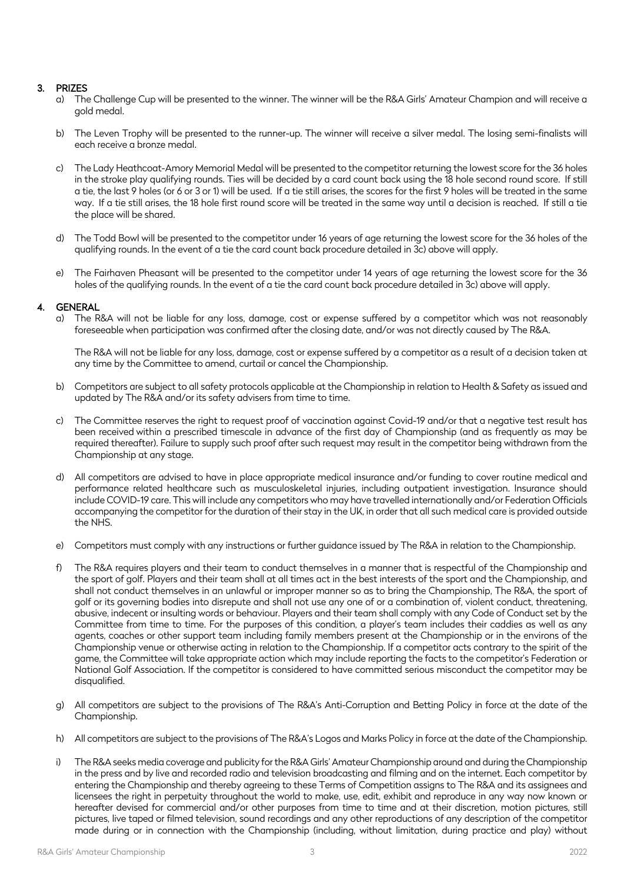## 3. PRIZES

a) The Challenge Cup will be presented to the winner. The winner will be the R&A Girls' Amateur Champion and will receive a gold medal.

b) The Leven Trophy will be presented to the runner-up. The winner will receive a silver medal. The losing semi-finalists will each receive a bronze medal.

c) The Lady Heathcoat-Amory Memorial Medal will be presented to the competitor returning the lowest score for the 36 holes in the stroke play qualifying rounds. Ties will be decided by a card count back using the 18 hole second round score. If still a tie, the last 9 holes (or 6 or 3 or 1) will be used. If a tie still arises, the scores for the first 9 holes will be treated in the same way. If a tie still arises, the 18 hole first round score will be treated in the same way until a decision is reached. If still a tie the place will be shared.

d) The Todd Bowl will be presented to the competitor under 16 years of age returning the lowest score for the 36 holes of the qualifying rounds. In the event of a tie the card count back procedure detailed in 3c) above will apply.

e) The Fairhaven Pheasant will be presented to the competitor under 14 years of age returning the lowest score for the 36 holes of the qualifying rounds. In the event of a tie the card count back procedure detailed in 3c) above will apply.

## 4. GENERAL

a) The R&A will not be liable for any loss, damage, cost or expense suffered by a competitor which was not reasonably foreseeable when participation was confirmed after the closing date, and/or was not directly caused by The R&A.

The R&A will not be liable for any loss, damage, cost or expense suffered by a competitor as a result of a decision taken at any time by the Committee to amend, curtail or cancel the Championship.

b) Competitors are subject to all safety protocols applicable at the Championship in relation to Health & Safety as issued and updated by The R&A and/or its safety advisers from time to time.

c) The Committee reserves the right to request proof of vaccination against Covid-19 and/or that a negative test result has been received within a prescribed timescale in advance of the first day of Championship (and as frequently as may be required thereafter). Failure to supply such proof after such request may result in the competitor being withdrawn from the Championship at any stage.

d) All competitors are advised to have in place appropriate medical insurance and/or funding to cover routine medical and performance related healthcare such as musculoskeletal injuries, including outpatient investigation. Insurance should include COVID-19 care. This will include any competitors who may have travelled internationally and/or Federation Officials accompanying the competitor for the duration of their stay in the UK, in order that all such medical care is provided outside the NHS.

e) Competitors must comply with any instructions or further guidance issued by The R&A in relation to the Championship.

f) The R&A requires players and their team to conduct themselves in a manner that is respectful of the Championship and the sport of golf. Players and their team shall at all times act in the best interests of the sport and the Championship, and shall not conduct themselves in an unlawful or improper manner so as to bring the Championship, The R&A, the sport of golf or its governing bodies into disrepute and shall not use any one of or a combination of, violent conduct, threatening, abusive, indecent or insulting words or behaviour. Players and their team shall comply with any Code of Conduct set by the Committee from time to time. For the purposes of this condition, a player's team includes their caddies as well as any agents, coaches or other support team including family members present at the Championship or in the environs of the Championship venue or otherwise acting in relation to the Championship. If a competitor acts contrary to the spirit of the game, the Committee will take appropriate action which may include reporting the facts to the competitor's Federation or National Golf Association. If the competitor is considered to have committed serious misconduct the competitor may be disqualified.

g) All competitors are subject to the provisions of The R&A's Anti-Corruption and Betting Policy in force at the date of the Championship.

h) All competitors are subject to the provisions of The R&A's Logos and Marks Policy in force at the date of the Championship.

i) The R&A seeks media coverage and publicity for the R&A Girls' Amateur Championship around and during the Championship in the press and by live and recorded radio and television broadcasting and filming and on the internet. Each competitor by entering the Championship and thereby agreeing to these Terms of Competition assigns to The R&A and its assignees and licensees the right in perpetuity throughout the world to make, use, edit, exhibit and reproduce in any way now known or hereafter devised for commercial and/or other purposes from time to time and at their discretion, motion pictures, still pictures, live taped or filmed television, sound recordings and any other reproductions of any description of the competitor made during or in connection with the Championship (including, without limitation, during practice and play) without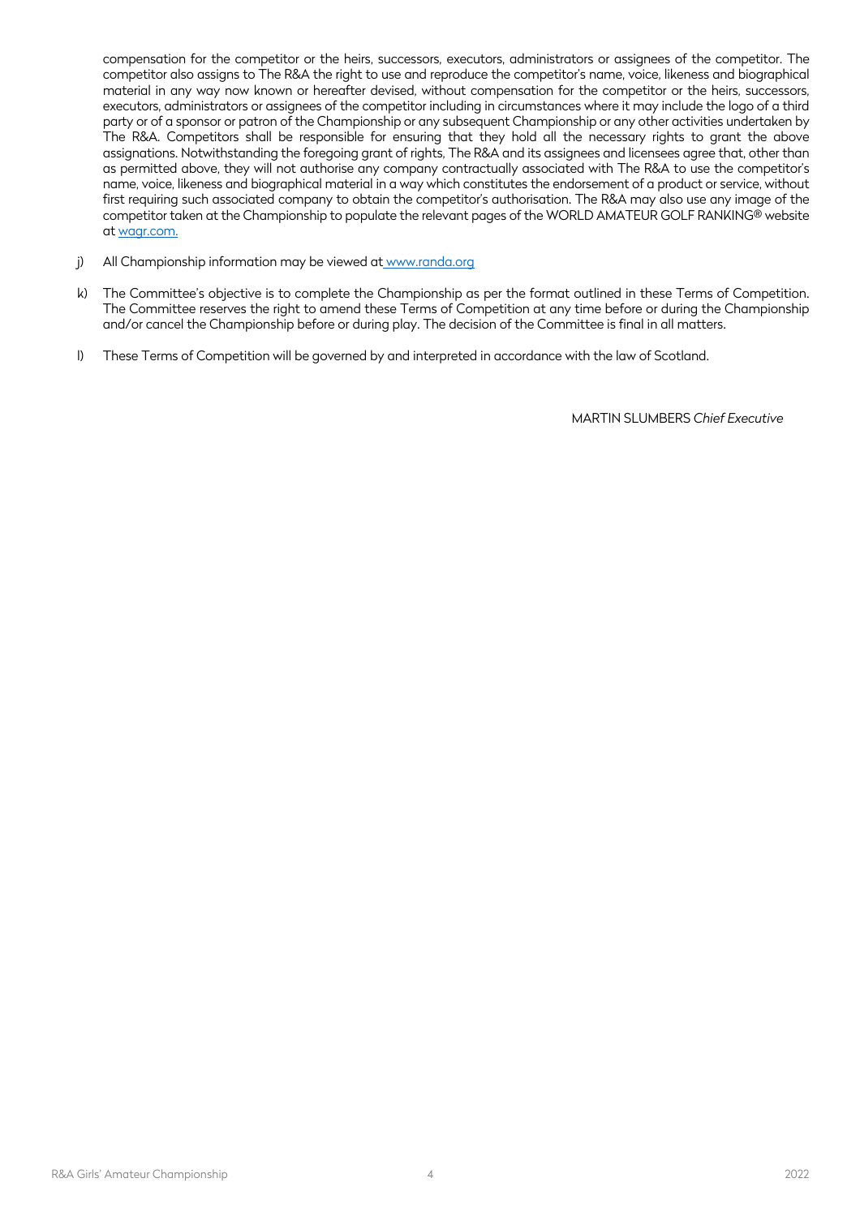compensation for the competitor or the heirs, successors, executors, administrators or assignees of the competitor. The competitor also assigns to The R&A the right to use and reproduce the competitor's name, voice, likeness and biographical material in any way now known or hereafter devised, without compensation for the competitor or the heirs, successors, executors, administrators or assignees of the competitor including in circumstances where it may include the logo of a third party or of a sponsor or patron of the Championship or any subsequent Championship or any other activities undertaken by The R&A. Competitors shall be responsible for ensuring that they hold all the necessary rights to grant the above assignations. Notwithstanding the foregoing grant of rights, The R&A and its assignees and licensees agree that, other than as permitted above, they will not authorise any company contractually associated with The R&A to use the competitor's name, voice, likeness and biographical material in a way which constitutes the endorsement of a product or service, without first requiring such associated company to obtain the competitor's authorisation. The R&A may also use any image of the competitor taken at the Championship to populate the relevant pages of the WORLD AMATEUR GOLF RANKING® website at wagr.com.

j) All Championship information may be viewed at www.randa.org

k) The Committee's objective is to complete the Championship as per the format outlined in these Terms of Competition. The Committee reserves the right to amend these Terms of Competition at any time before or during the Championship and/or cancel the Championship before or during play. The decision of the Committee is final in all matters.

l) These Terms of Competition will be governed by and interpreted in accordance with the law of Scotland.

MARTIN SLUMBERS *Chief Executive*